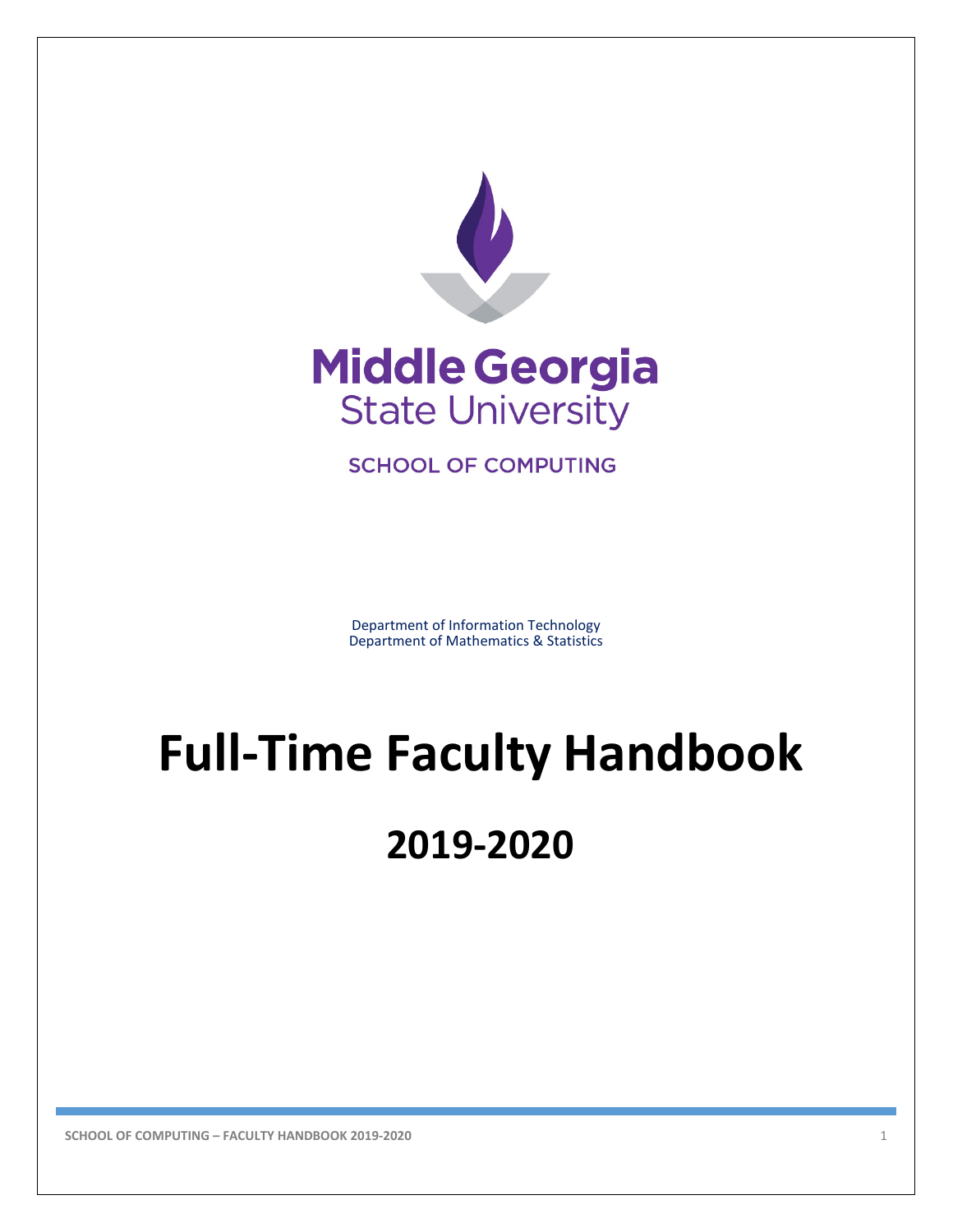Middle Georgia State University

SCHOOL OF COMPUTING

Department of Information Technology
Department of Mathematics & Statistics

# Full-Time Faculty Handbook

## 2019-2020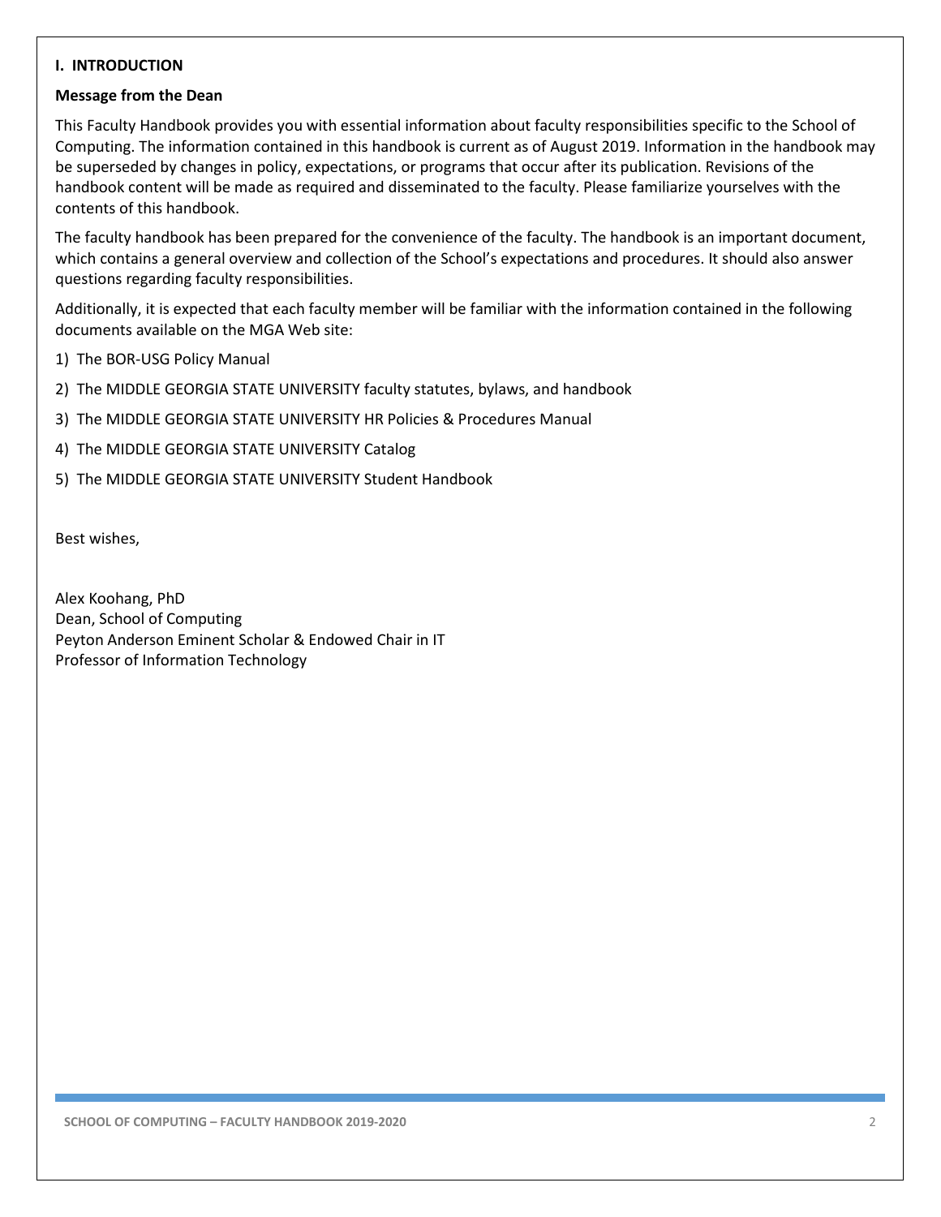## I. INTRODUCTION

### Message from the Dean

This Faculty Handbook provides you with essential information about faculty responsibilities specific to the School of Computing. The information contained in this handbook is current as of August 2019. Information in the handbook may be superseded by changes in policy, expectations, or programs that occur after its publication. Revisions of the handbook content will be made as required and disseminated to the faculty. Please familiarize yourselves with the contents of this handbook.

The faculty handbook has been prepared for the convenience of the faculty. The handbook is an important document, which contains a general overview and collection of the School's expectations and procedures. It should also answer questions regarding faculty responsibilities.

Additionally, it is expected that each faculty member will be familiar with the information contained in the following documents available on the MGA Web site:

1) The BOR-USG Policy Manual
2) The MIDDLE GEORGIA STATE UNIVERSITY faculty statutes, bylaws, and handbook
3) The MIDDLE GEORGIA STATE UNIVERSITY HR Policies & Procedures Manual
4) The MIDDLE GEORGIA STATE UNIVERSITY Catalog
5) The MIDDLE GEORGIA STATE UNIVERSITY Student Handbook

Best wishes,

Alex Koohang, PhD
Dean, School of Computing
Peyton Anderson Eminent Scholar & Endowed Chair in IT
Professor of Information Technology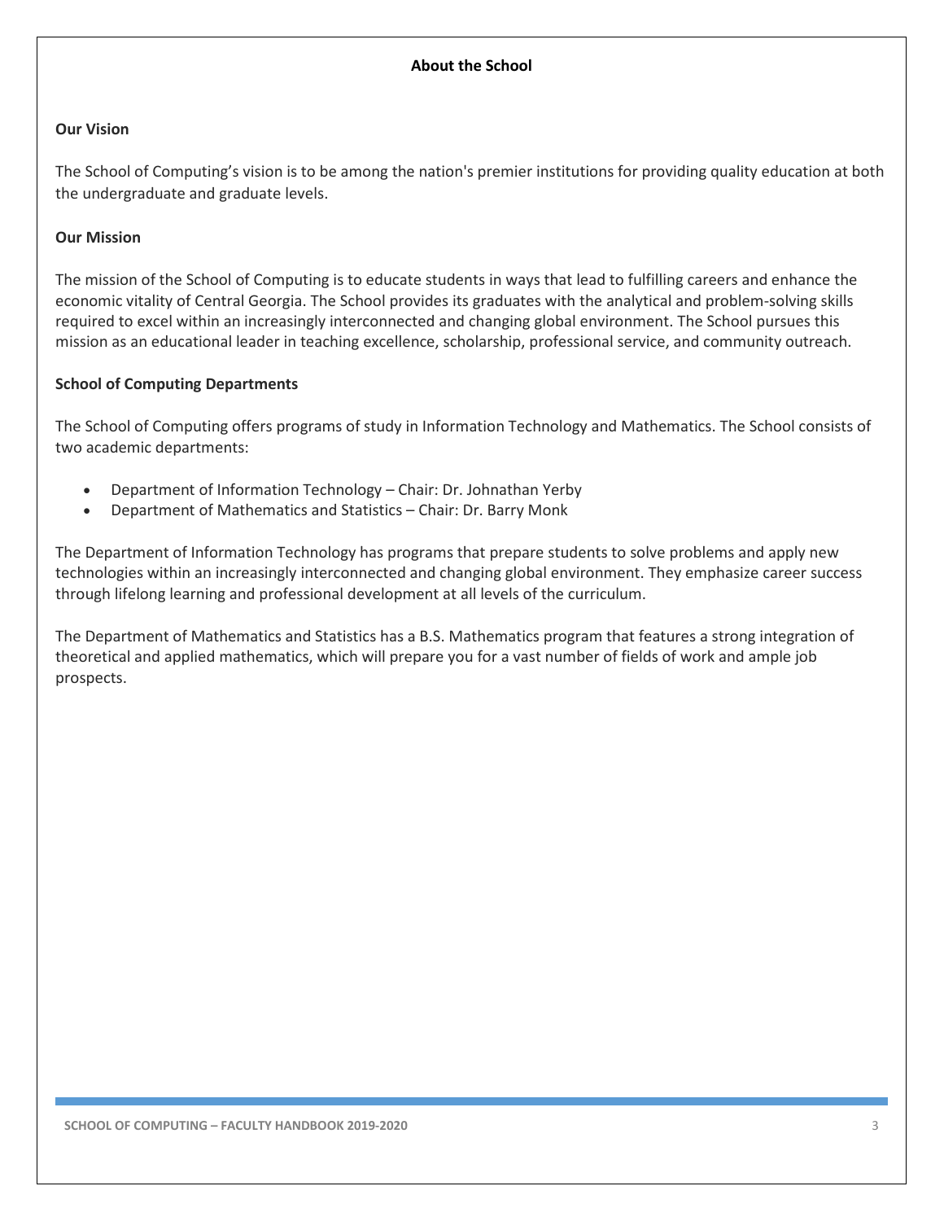# About the School

## Our Vision

The School of Computing's vision is to be among the nation's premier institutions for providing quality education at both the undergraduate and graduate levels.

## Our Mission

The mission of the School of Computing is to educate students in ways that lead to fulfilling careers and enhance the economic vitality of Central Georgia. The School provides its graduates with the analytical and problem-solving skills required to excel within an increasingly interconnected and changing global environment. The School pursues this mission as an educational leader in teaching excellence, scholarship, professional service, and community outreach.

## School of Computing Departments

The School of Computing offers programs of study in Information Technology and Mathematics. The School consists of two academic departments:

- Department of Information Technology – Chair: Dr. Johnathan Yerby
- Department of Mathematics and Statistics – Chair: Dr. Barry Monk

The Department of Information Technology has programs that prepare students to solve problems and apply new technologies within an increasingly interconnected and changing global environment. They emphasize career success through lifelong learning and professional development at all levels of the curriculum.

The Department of Mathematics and Statistics has a B.S. Mathematics program that features a strong integration of theoretical and applied mathematics, which will prepare you for a vast number of fields of work and ample job prospects.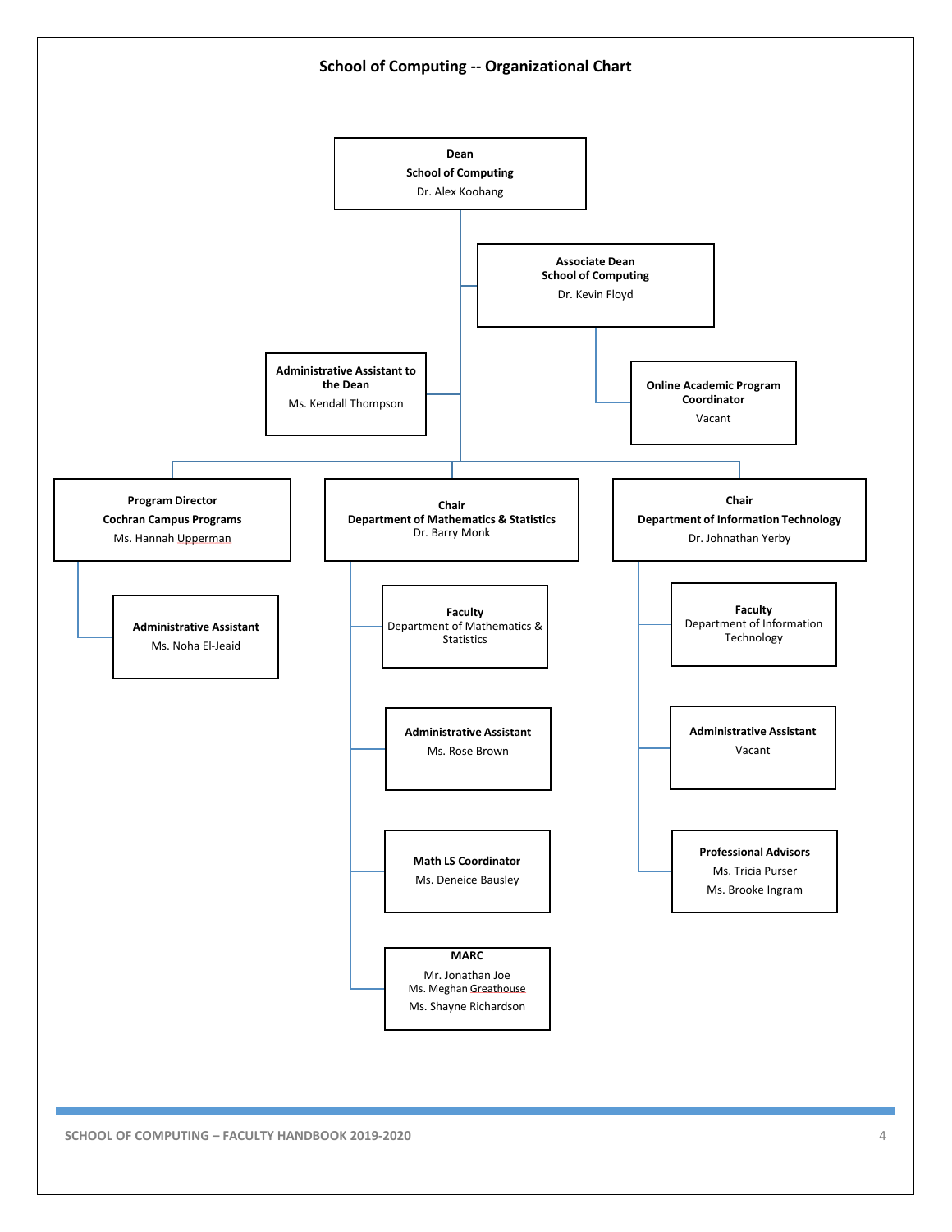# School of Computing -- Organizational Chart

- **Dean, School of Computing** — Dr. Alex Koohang
  - **Associate Dean, School of Computing** — Dr. Kevin Floyd
    - **Online Academic Program Coordinator** — Vacant
  - **Administrative Assistant to the Dean** — Ms. Kendall Thompson
  - **Program Director, Cochran Campus Programs** — Ms. Hannah Upperman
    - **Administrative Assistant** — Ms. Noha El-Jeaid
  - **Chair, Department of Mathematics & Statistics** — Dr. Barry Monk
    - **Faculty**, Department of Mathematics & Statistics
    - **Administrative Assistant** — Ms. Rose Brown
    - **Math LS Coordinator** — Ms. Deneice Bausley
    - **MARC** — Mr. Jonathan Joe, Ms. Meghan Greathouse, Ms. Shayne Richardson
  - **Chair, Department of Information Technology** — Dr. Johnathan Yerby
    - **Faculty**, Department of Information Technology
    - **Administrative Assistant** — Vacant
    - **Professional Advisors** — Ms. Tricia Purser, Ms. Brooke Ingram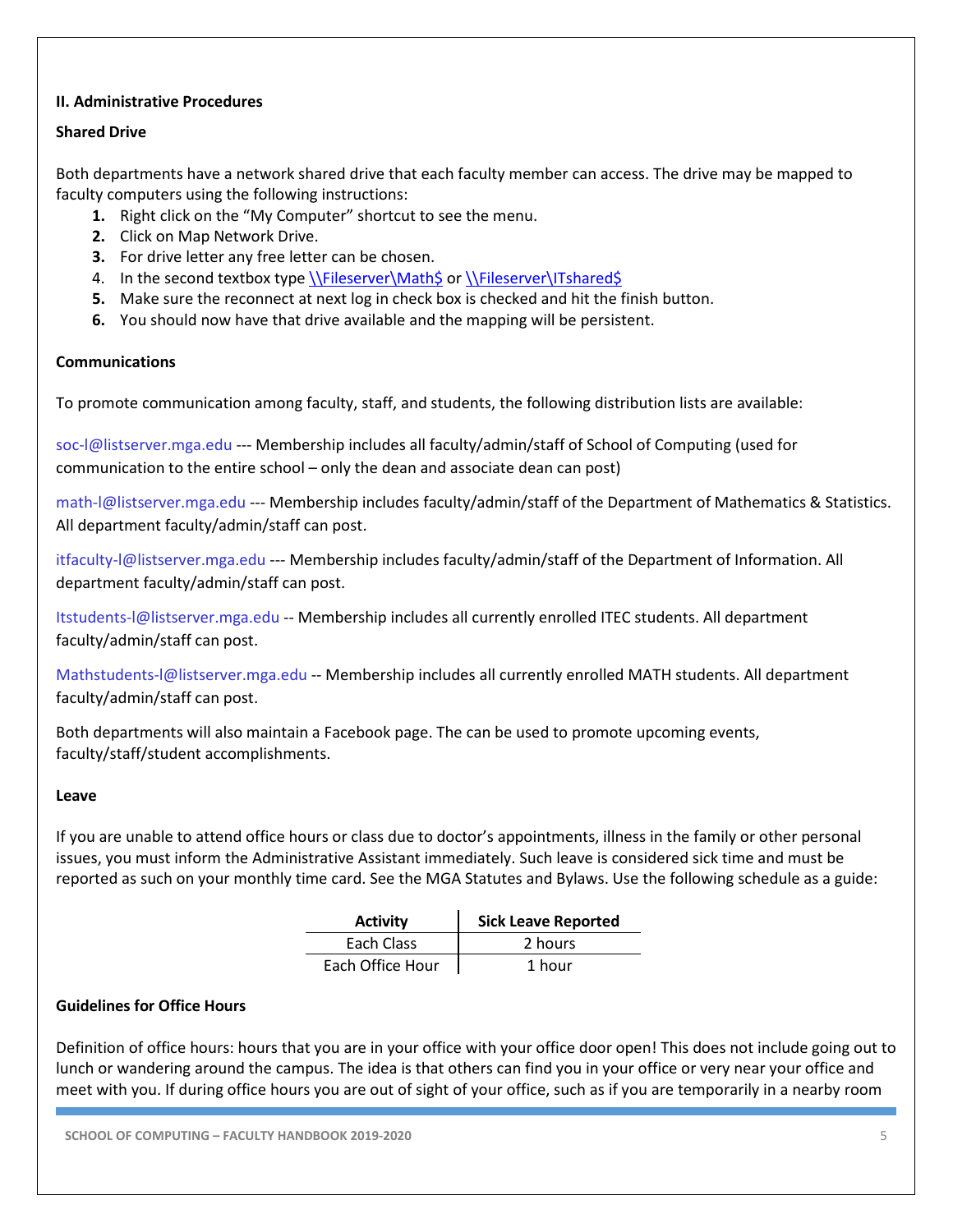**II. Administrative Procedures**

**Shared Drive**

Both departments have a network shared drive that each faculty member can access. The drive may be mapped to faculty computers using the following instructions:

1. Right click on the "My Computer" shortcut to see the menu.
2. Click on Map Network Drive.
3. For drive letter any free letter can be chosen.
4. In the second textbox type \\Fileserver\Math$ or \\Fileserver\ITshared$
5. Make sure the reconnect at next log in check box is checked and hit the finish button.
6. You should now have that drive available and the mapping will be persistent.

**Communications**

To promote communication among faculty, staff, and students, the following distribution lists are available:

soc-l@listserver.mga.edu --- Membership includes all faculty/admin/staff of School of Computing (used for communication to the entire school – only the dean and associate dean can post)

math-l@listserver.mga.edu --- Membership includes faculty/admin/staff of the Department of Mathematics & Statistics. All department faculty/admin/staff can post.

itfaculty-l@listserver.mga.edu --- Membership includes faculty/admin/staff of the Department of Information. All department faculty/admin/staff can post.

Itstudents-l@listserver.mga.edu -- Membership includes all currently enrolled ITEC students. All department faculty/admin/staff can post.

Mathstudents-l@listserver.mga.edu -- Membership includes all currently enrolled MATH students. All department faculty/admin/staff can post.

Both departments will also maintain a Facebook page. The can be used to promote upcoming events, faculty/staff/student accomplishments.

**Leave**

If you are unable to attend office hours or class due to doctor's appointments, illness in the family or other personal issues, you must inform the Administrative Assistant immediately. Such leave is considered sick time and must be reported as such on your monthly time card. See the MGA Statutes and Bylaws. Use the following schedule as a guide:

| Activity | Sick Leave Reported |
|---|---|
| Each Class | 2 hours |
| Each Office Hour | 1 hour |

**Guidelines for Office Hours**

Definition of office hours: hours that you are in your office with your office door open! This does not include going out to lunch or wandering around the campus. The idea is that others can find you in your office or very near your office and meet with you. If during office hours you are out of sight of your office, such as if you are temporarily in a nearby room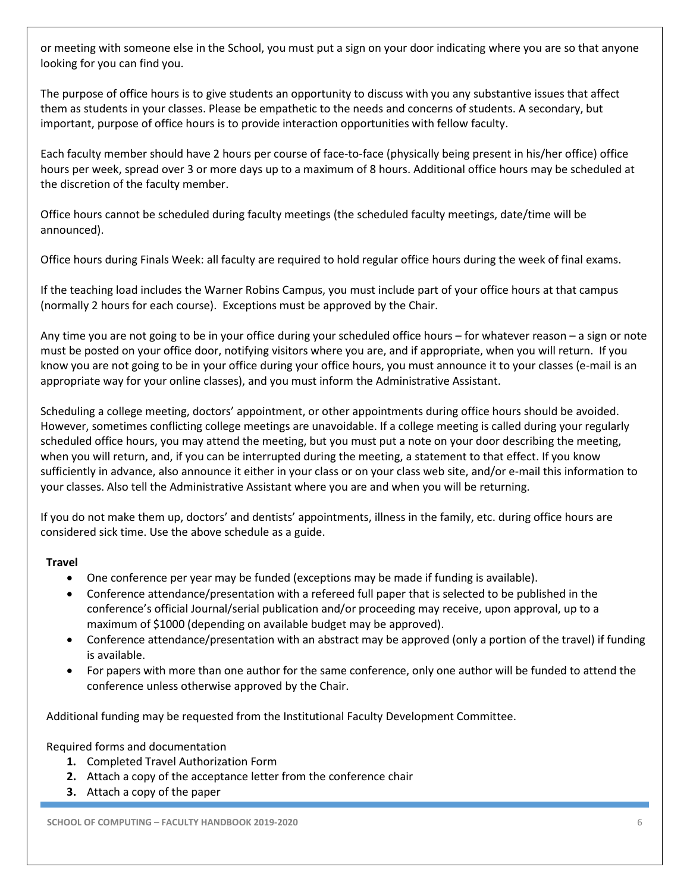or meeting with someone else in the School, you must put a sign on your door indicating where you are so that anyone looking for you can find you.

The purpose of office hours is to give students an opportunity to discuss with you any substantive issues that affect them as students in your classes. Please be empathetic to the needs and concerns of students. A secondary, but important, purpose of office hours is to provide interaction opportunities with fellow faculty.

Each faculty member should have 2 hours per course of face-to-face (physically being present in his/her office) office hours per week, spread over 3 or more days up to a maximum of 8 hours. Additional office hours may be scheduled at the discretion of the faculty member.

Office hours cannot be scheduled during faculty meetings (the scheduled faculty meetings, date/time will be announced).

Office hours during Finals Week: all faculty are required to hold regular office hours during the week of final exams.

If the teaching load includes the Warner Robins Campus, you must include part of your office hours at that campus (normally 2 hours for each course). Exceptions must be approved by the Chair.

Any time you are not going to be in your office during your scheduled office hours – for whatever reason – a sign or note must be posted on your office door, notifying visitors where you are, and if appropriate, when you will return. If you know you are not going to be in your office during your office hours, you must announce it to your classes (e-mail is an appropriate way for your online classes), and you must inform the Administrative Assistant.

Scheduling a college meeting, doctors' appointment, or other appointments during office hours should be avoided. However, sometimes conflicting college meetings are unavoidable. If a college meeting is called during your regularly scheduled office hours, you may attend the meeting, but you must put a note on your door describing the meeting, when you will return, and, if you can be interrupted during the meeting, a statement to that effect. If you know sufficiently in advance, also announce it either in your class or on your class web site, and/or e-mail this information to your classes. Also tell the Administrative Assistant where you are and when you will be returning.

If you do not make them up, doctors' and dentists' appointments, illness in the family, etc. during office hours are considered sick time. Use the above schedule as a guide.

**Travel**

- One conference per year may be funded (exceptions may be made if funding is available).
- Conference attendance/presentation with a refereed full paper that is selected to be published in the conference's official Journal/serial publication and/or proceeding may receive, upon approval, up to a maximum of $1000 (depending on available budget may be approved).
- Conference attendance/presentation with an abstract may be approved (only a portion of the travel) if funding is available.
- For papers with more than one author for the same conference, only one author will be funded to attend the conference unless otherwise approved by the Chair.

Additional funding may be requested from the Institutional Faculty Development Committee.

Required forms and documentation

1. Completed Travel Authorization Form
2. Attach a copy of the acceptance letter from the conference chair
3. Attach a copy of the paper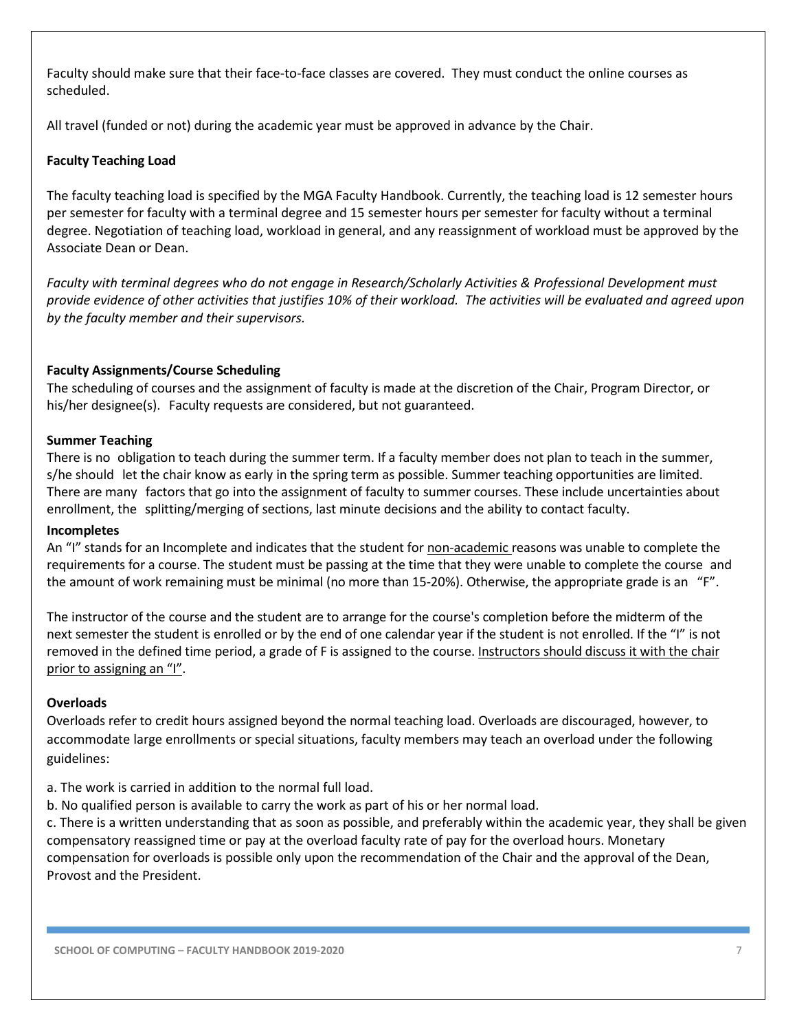Faculty should make sure that their face-to-face classes are covered. They must conduct the online courses as scheduled.

All travel (funded or not) during the academic year must be approved in advance by the Chair.

**Faculty Teaching Load**

The faculty teaching load is specified by the MGA Faculty Handbook. Currently, the teaching load is 12 semester hours per semester for faculty with a terminal degree and 15 semester hours per semester for faculty without a terminal degree. Negotiation of teaching load, workload in general, and any reassignment of workload must be approved by the Associate Dean or Dean.

*Faculty with terminal degrees who do not engage in Research/Scholarly Activities & Professional Development must provide evidence of other activities that justifies 10% of their workload. The activities will be evaluated and agreed upon by the faculty member and their supervisors.*

**Faculty Assignments/Course Scheduling**

The scheduling of courses and the assignment of faculty is made at the discretion of the Chair, Program Director, or his/her designee(s). Faculty requests are considered, but not guaranteed.

**Summer Teaching**

There is no obligation to teach during the summer term. If a faculty member does not plan to teach in the summer, s/he should let the chair know as early in the spring term as possible. Summer teaching opportunities are limited. There are many factors that go into the assignment of faculty to summer courses. These include uncertainties about enrollment, the splitting/merging of sections, last minute decisions and the ability to contact faculty.

**Incompletes**

An "I" stands for an Incomplete and indicates that the student for <u>non-academic</u> reasons was unable to complete the requirements for a course. The student must be passing at the time that they were unable to complete the course and the amount of work remaining must be minimal (no more than 15-20%). Otherwise, the appropriate grade is an "F".

The instructor of the course and the student are to arrange for the course's completion before the midterm of the next semester the student is enrolled or by the end of one calendar year if the student is not enrolled. If the "I" is not removed in the defined time period, a grade of F is assigned to the course. <u>Instructors should discuss it with the chair prior to assigning an "I"</u>.

**Overloads**

Overloads refer to credit hours assigned beyond the normal teaching load. Overloads are discouraged, however, to accommodate large enrollments or special situations, faculty members may teach an overload under the following guidelines:

a. The work is carried in addition to the normal full load.

b. No qualified person is available to carry the work as part of his or her normal load.

c. There is a written understanding that as soon as possible, and preferably within the academic year, they shall be given compensatory reassigned time or pay at the overload faculty rate of pay for the overload hours. Monetary compensation for overloads is possible only upon the recommendation of the Chair and the approval of the Dean, Provost and the President.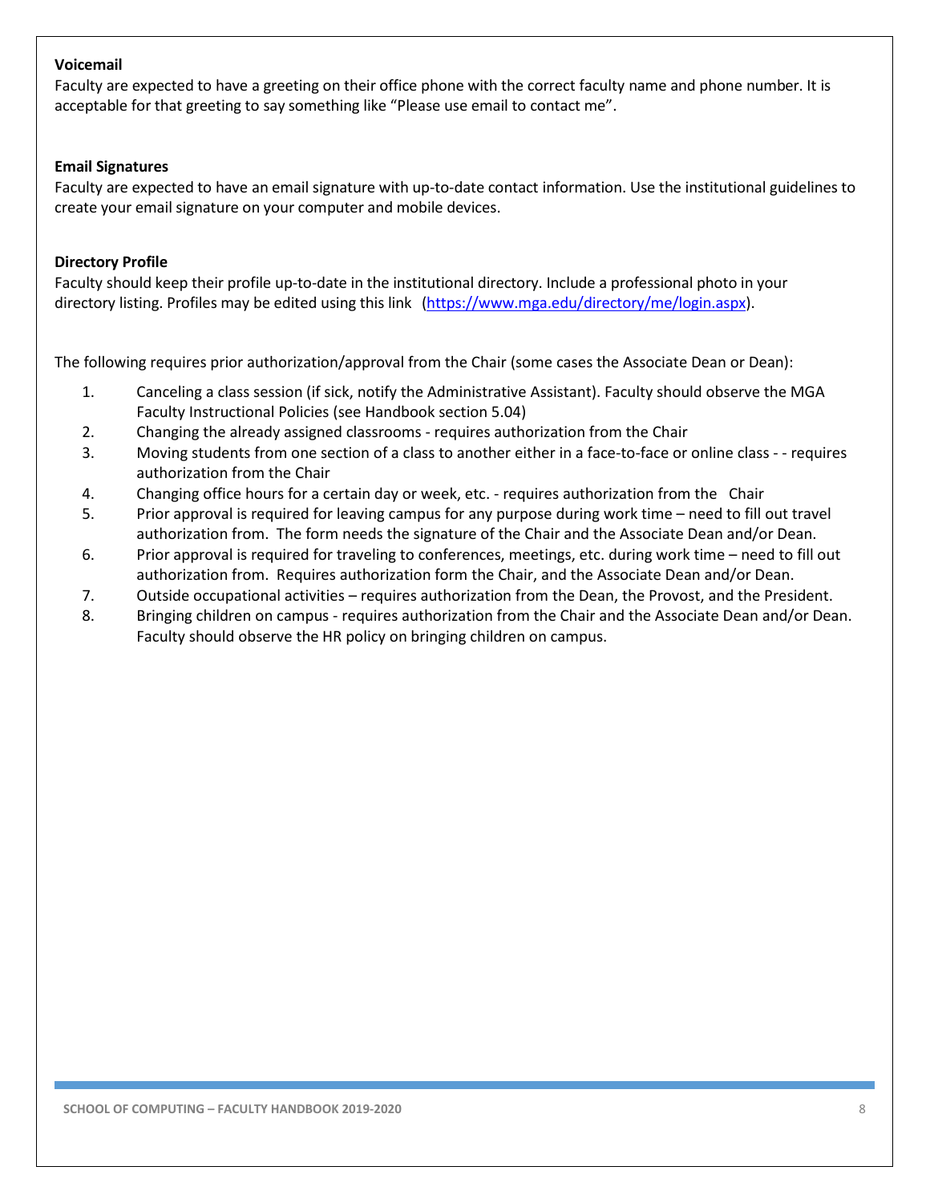### Voicemail

Faculty are expected to have a greeting on their office phone with the correct faculty name and phone number. It is acceptable for that greeting to say something like "Please use email to contact me".

### Email Signatures

Faculty are expected to have an email signature with up-to-date contact information. Use the institutional guidelines to create your email signature on your computer and mobile devices.

### Directory Profile

Faculty should keep their profile up-to-date in the institutional directory. Include a professional photo in your directory listing. Profiles may be edited using this link (https://www.mga.edu/directory/me/login.aspx).

The following requires prior authorization/approval from the Chair (some cases the Associate Dean or Dean):

1. Canceling a class session (if sick, notify the Administrative Assistant). Faculty should observe the MGA Faculty Instructional Policies (see Handbook section 5.04)
2. Changing the already assigned classrooms - requires authorization from the Chair
3. Moving students from one section of a class to another either in a face-to-face or online class - - requires authorization from the Chair
4. Changing office hours for a certain day or week, etc. - requires authorization from the Chair
5. Prior approval is required for leaving campus for any purpose during work time – need to fill out travel authorization from. The form needs the signature of the Chair and the Associate Dean and/or Dean.
6. Prior approval is required for traveling to conferences, meetings, etc. during work time – need to fill out authorization from. Requires authorization form the Chair, and the Associate Dean and/or Dean.
7. Outside occupational activities – requires authorization from the Dean, the Provost, and the President.
8. Bringing children on campus - requires authorization from the Chair and the Associate Dean and/or Dean. Faculty should observe the HR policy on bringing children on campus.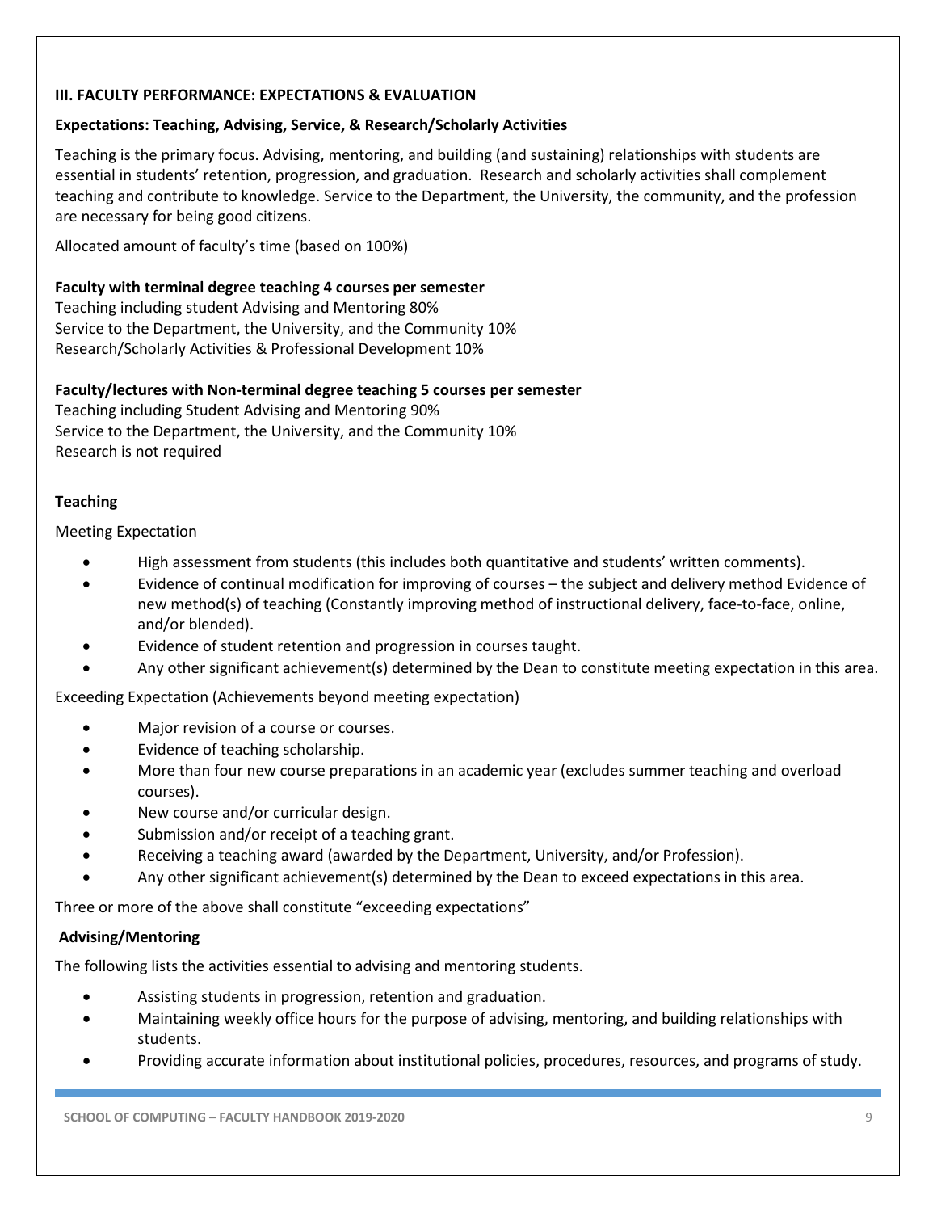### III. FACULTY PERFORMANCE: EXPECTATIONS & EVALUATION

**Expectations: Teaching, Advising, Service, & Research/Scholarly Activities**

Teaching is the primary focus. Advising, mentoring, and building (and sustaining) relationships with students are essential in students' retention, progression, and graduation. Research and scholarly activities shall complement teaching and contribute to knowledge. Service to the Department, the University, the community, and the profession are necessary for being good citizens.

Allocated amount of faculty's time (based on 100%)

**Faculty with terminal degree teaching 4 courses per semester**
Teaching including student Advising and Mentoring 80%
Service to the Department, the University, and the Community 10%
Research/Scholarly Activities & Professional Development 10%

**Faculty/lectures with Non-terminal degree teaching 5 courses per semester**
Teaching including Student Advising and Mentoring 90%
Service to the Department, the University, and the Community 10%
Research is not required

**Teaching**

Meeting Expectation

- High assessment from students (this includes both quantitative and students' written comments).
- Evidence of continual modification for improving of courses – the subject and delivery method Evidence of new method(s) of teaching (Constantly improving method of instructional delivery, face-to-face, online, and/or blended).
- Evidence of student retention and progression in courses taught.
- Any other significant achievement(s) determined by the Dean to constitute meeting expectation in this area.

Exceeding Expectation (Achievements beyond meeting expectation)

- Major revision of a course or courses.
- Evidence of teaching scholarship.
- More than four new course preparations in an academic year (excludes summer teaching and overload courses).
- New course and/or curricular design.
- Submission and/or receipt of a teaching grant.
- Receiving a teaching award (awarded by the Department, University, and/or Profession).
- Any other significant achievement(s) determined by the Dean to exceed expectations in this area.

Three or more of the above shall constitute "exceeding expectations"

**Advising/Mentoring**

The following lists the activities essential to advising and mentoring students.

- Assisting students in progression, retention and graduation.
- Maintaining weekly office hours for the purpose of advising, mentoring, and building relationships with students.
- Providing accurate information about institutional policies, procedures, resources, and programs of study.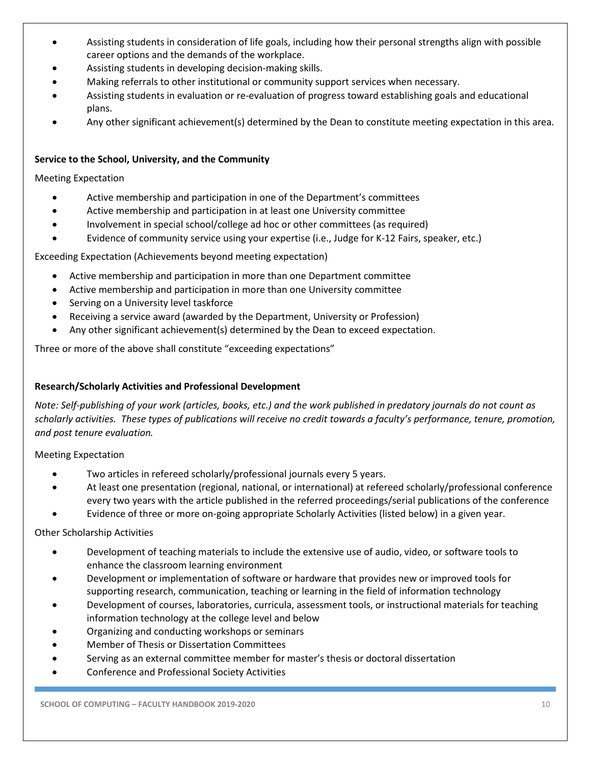- Assisting students in consideration of life goals, including how their personal strengths align with possible career options and the demands of the workplace.
- Assisting students in developing decision-making skills.
- Making referrals to other institutional or community support services when necessary.
- Assisting students in evaluation or re-evaluation of progress toward establishing goals and educational plans.
- Any other significant achievement(s) determined by the Dean to constitute meeting expectation in this area.

**Service to the School, University, and the Community**

Meeting Expectation

- Active membership and participation in one of the Department's committees
- Active membership and participation in at least one University committee
- Involvement in special school/college ad hoc or other committees (as required)
- Evidence of community service using your expertise (i.e., Judge for K-12 Fairs, speaker, etc.)

Exceeding Expectation (Achievements beyond meeting expectation)

- Active membership and participation in more than one Department committee
- Active membership and participation in more than one University committee
- Serving on a University level taskforce
- Receiving a service award (awarded by the Department, University or Profession)
- Any other significant achievement(s) determined by the Dean to exceed expectation.

Three or more of the above shall constitute "exceeding expectations"

**Research/Scholarly Activities and Professional Development**

*Note: Self-publishing of your work (articles, books, etc.) and the work published in predatory journals do not count as scholarly activities. These types of publications will receive no credit towards a faculty's performance, tenure, promotion, and post tenure evaluation.*

Meeting Expectation

- Two articles in refereed scholarly/professional journals every 5 years.
- At least one presentation (regional, national, or international) at refereed scholarly/professional conference every two years with the article published in the referred proceedings/serial publications of the conference
- Evidence of three or more on-going appropriate Scholarly Activities (listed below) in a given year.

Other Scholarship Activities

- Development of teaching materials to include the extensive use of audio, video, or software tools to enhance the classroom learning environment
- Development or implementation of software or hardware that provides new or improved tools for supporting research, communication, teaching or learning in the field of information technology
- Development of courses, laboratories, curricula, assessment tools, or instructional materials for teaching information technology at the college level and below
- Organizing and conducting workshops or seminars
- Member of Thesis or Dissertation Committees
- Serving as an external committee member for master's thesis or doctoral dissertation
- Conference and Professional Society Activities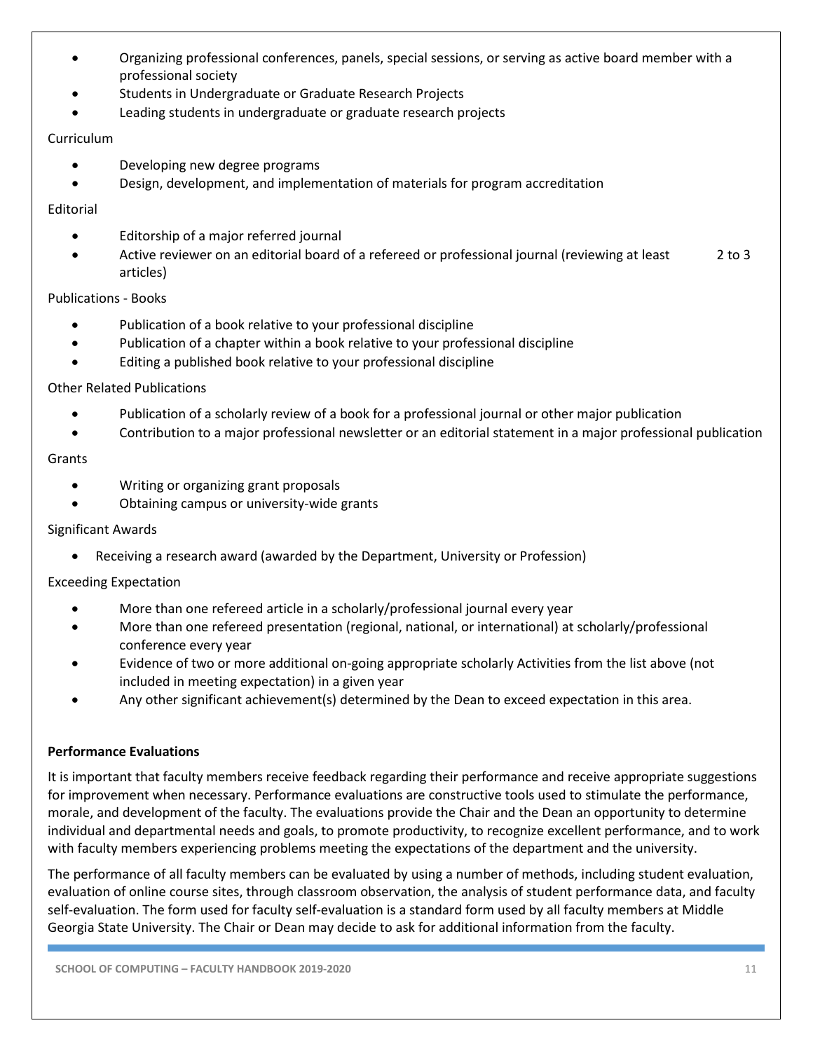- Organizing professional conferences, panels, special sessions, or serving as active board member with a professional society
- Students in Undergraduate or Graduate Research Projects
- Leading students in undergraduate or graduate research projects

Curriculum

- Developing new degree programs
- Design, development, and implementation of materials for program accreditation

Editorial

- Editorship of a major referred journal
- Active reviewer on an editorial board of a refereed or professional journal (reviewing at least 2 to 3 articles)

Publications - Books

- Publication of a book relative to your professional discipline
- Publication of a chapter within a book relative to your professional discipline
- Editing a published book relative to your professional discipline

Other Related Publications

- Publication of a scholarly review of a book for a professional journal or other major publication
- Contribution to a major professional newsletter or an editorial statement in a major professional publication

Grants

- Writing or organizing grant proposals
- Obtaining campus or university-wide grants

Significant Awards

- Receiving a research award (awarded by the Department, University or Profession)

Exceeding Expectation

- More than one refereed article in a scholarly/professional journal every year
- More than one refereed presentation (regional, national, or international) at scholarly/professional conference every year
- Evidence of two or more additional on-going appropriate scholarly Activities from the list above (not included in meeting expectation) in a given year
- Any other significant achievement(s) determined by the Dean to exceed expectation in this area.

**Performance Evaluations**

It is important that faculty members receive feedback regarding their performance and receive appropriate suggestions for improvement when necessary. Performance evaluations are constructive tools used to stimulate the performance, morale, and development of the faculty. The evaluations provide the Chair and the Dean an opportunity to determine individual and departmental needs and goals, to promote productivity, to recognize excellent performance, and to work with faculty members experiencing problems meeting the expectations of the department and the university.

The performance of all faculty members can be evaluated by using a number of methods, including student evaluation, evaluation of online course sites, through classroom observation, the analysis of student performance data, and faculty self-evaluation. The form used for faculty self-evaluation is a standard form used by all faculty members at Middle Georgia State University. The Chair or Dean may decide to ask for additional information from the faculty.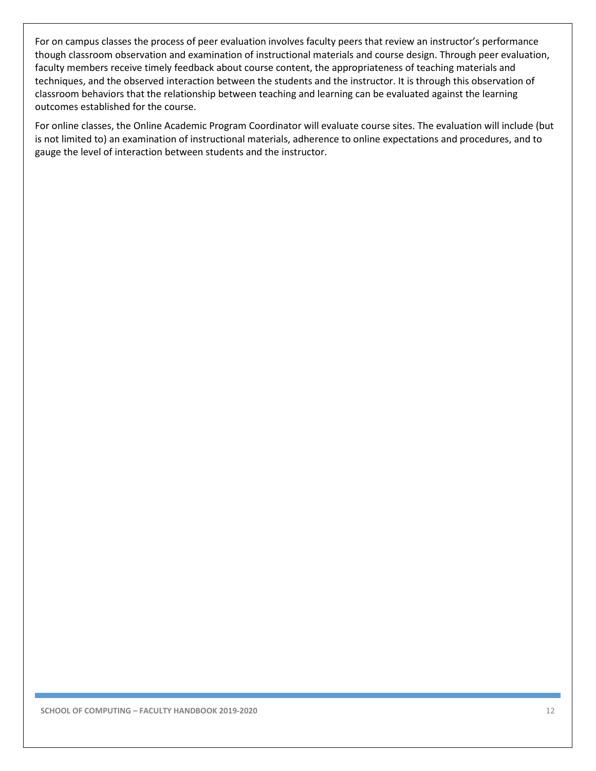For on campus classes the process of peer evaluation involves faculty peers that review an instructor's performance though classroom observation and examination of instructional materials and course design. Through peer evaluation, faculty members receive timely feedback about course content, the appropriateness of teaching materials and techniques, and the observed interaction between the students and the instructor. It is through this observation of classroom behaviors that the relationship between teaching and learning can be evaluated against the learning outcomes established for the course.

For online classes, the Online Academic Program Coordinator will evaluate course sites. The evaluation will include (but is not limited to) an examination of instructional materials, adherence to online expectations and procedures, and to gauge the level of interaction between students and the instructor.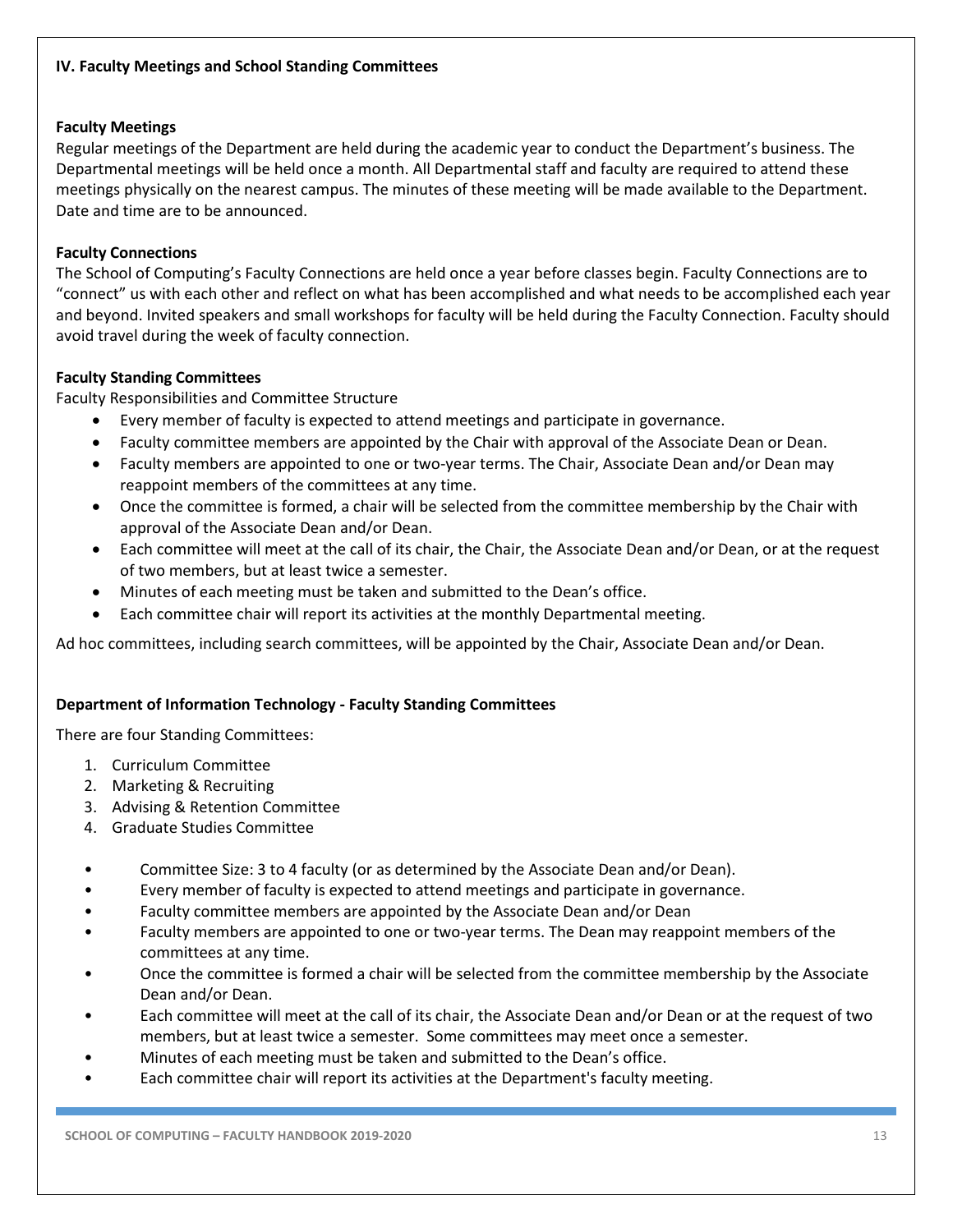## IV. Faculty Meetings and School Standing Committees

### Faculty Meetings

Regular meetings of the Department are held during the academic year to conduct the Department's business. The Departmental meetings will be held once a month. All Departmental staff and faculty are required to attend these meetings physically on the nearest campus. The minutes of these meeting will be made available to the Department. Date and time are to be announced.

### Faculty Connections

The School of Computing's Faculty Connections are held once a year before classes begin. Faculty Connections are to "connect" us with each other and reflect on what has been accomplished and what needs to be accomplished each year and beyond. Invited speakers and small workshops for faculty will be held during the Faculty Connection. Faculty should avoid travel during the week of faculty connection.

### Faculty Standing Committees

Faculty Responsibilities and Committee Structure

- Every member of faculty is expected to attend meetings and participate in governance.
- Faculty committee members are appointed by the Chair with approval of the Associate Dean or Dean.
- Faculty members are appointed to one or two-year terms. The Chair, Associate Dean and/or Dean may reappoint members of the committees at any time.
- Once the committee is formed, a chair will be selected from the committee membership by the Chair with approval of the Associate Dean and/or Dean.
- Each committee will meet at the call of its chair, the Chair, the Associate Dean and/or Dean, or at the request of two members, but at least twice a semester.
- Minutes of each meeting must be taken and submitted to the Dean's office.
- Each committee chair will report its activities at the monthly Departmental meeting.

Ad hoc committees, including search committees, will be appointed by the Chair, Associate Dean and/or Dean.

### Department of Information Technology - Faculty Standing Committees

There are four Standing Committees:

1. Curriculum Committee
2. Marketing & Recruiting
3. Advising & Retention Committee
4. Graduate Studies Committee

- Committee Size: 3 to 4 faculty (or as determined by the Associate Dean and/or Dean).
- Every member of faculty is expected to attend meetings and participate in governance.
- Faculty committee members are appointed by the Associate Dean and/or Dean
- Faculty members are appointed to one or two-year terms. The Dean may reappoint members of the committees at any time.
- Once the committee is formed a chair will be selected from the committee membership by the Associate Dean and/or Dean.
- Each committee will meet at the call of its chair, the Associate Dean and/or Dean or at the request of two members, but at least twice a semester. Some committees may meet once a semester.
- Minutes of each meeting must be taken and submitted to the Dean's office.
- Each committee chair will report its activities at the Department's faculty meeting.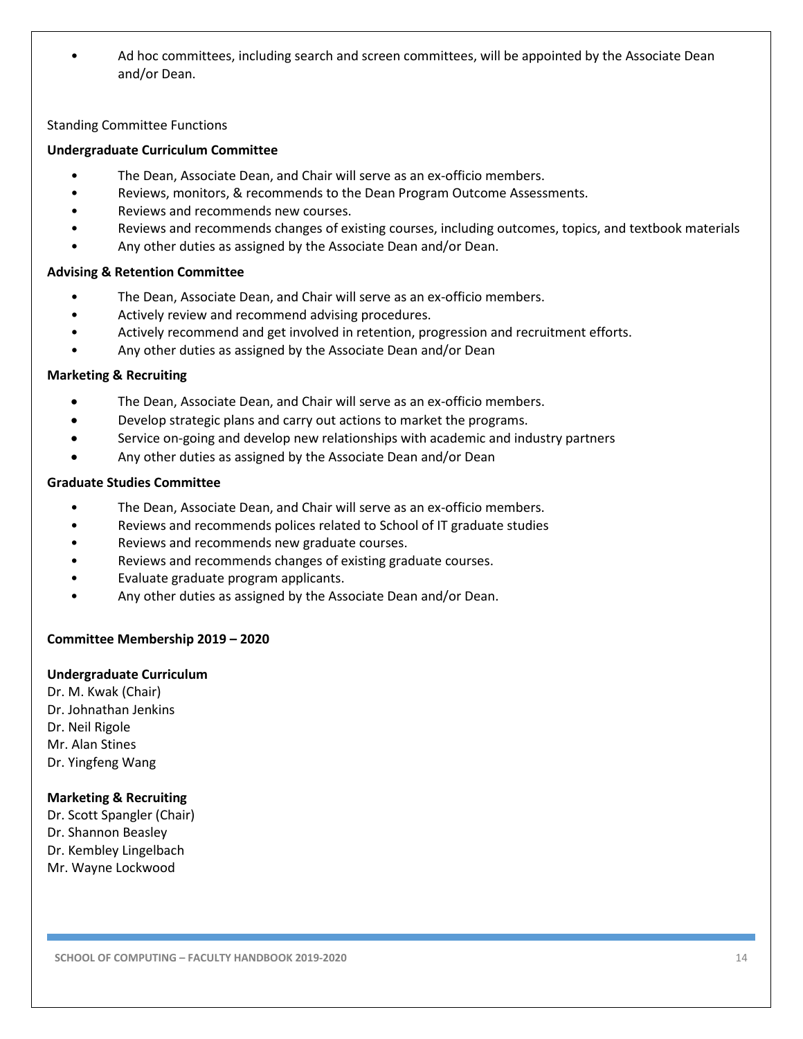- Ad hoc committees, including search and screen committees, will be appointed by the Associate Dean and/or Dean.

Standing Committee Functions

**Undergraduate Curriculum Committee**

- The Dean, Associate Dean, and Chair will serve as an ex-officio members.
- Reviews, monitors, & recommends to the Dean Program Outcome Assessments.
- Reviews and recommends new courses.
- Reviews and recommends changes of existing courses, including outcomes, topics, and textbook materials
- Any other duties as assigned by the Associate Dean and/or Dean.

**Advising & Retention Committee**

- The Dean, Associate Dean, and Chair will serve as an ex-officio members.
- Actively review and recommend advising procedures.
- Actively recommend and get involved in retention, progression and recruitment efforts.
- Any other duties as assigned by the Associate Dean and/or Dean

**Marketing & Recruiting**

- The Dean, Associate Dean, and Chair will serve as an ex-officio members.
- Develop strategic plans and carry out actions to market the programs.
- Service on-going and develop new relationships with academic and industry partners
- Any other duties as assigned by the Associate Dean and/or Dean

**Graduate Studies Committee**

- The Dean, Associate Dean, and Chair will serve as an ex-officio members.
- Reviews and recommends polices related to School of IT graduate studies
- Reviews and recommends new graduate courses.
- Reviews and recommends changes of existing graduate courses.
- Evaluate graduate program applicants.
- Any other duties as assigned by the Associate Dean and/or Dean.

**Committee Membership 2019 – 2020**

**Undergraduate Curriculum**

Dr. M. Kwak (Chair)  
Dr. Johnathan Jenkins  
Dr. Neil Rigole  
Mr. Alan Stines  
Dr. Yingfeng Wang

**Marketing & Recruiting**

Dr. Scott Spangler (Chair)  
Dr. Shannon Beasley  
Dr. Kembley Lingelbach  
Mr. Wayne Lockwood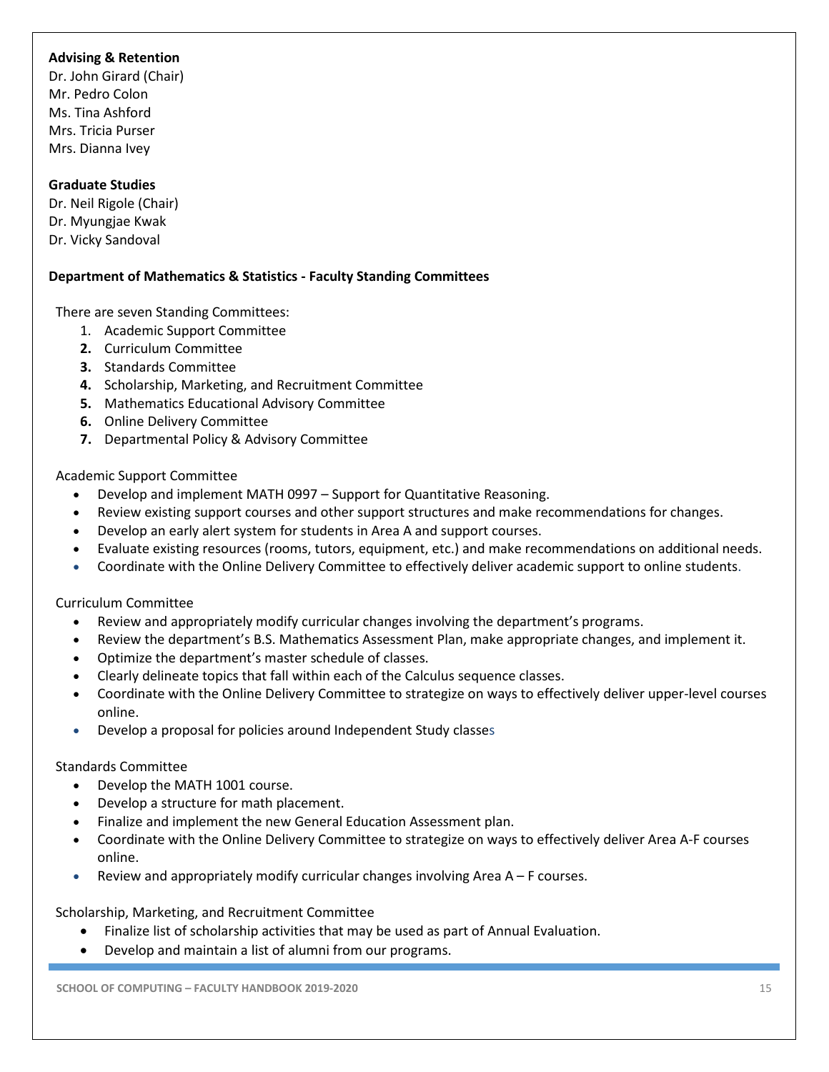**Advising & Retention**
Dr. John Girard (Chair)
Mr. Pedro Colon
Ms. Tina Ashford
Mrs. Tricia Purser
Mrs. Dianna Ivey

**Graduate Studies**
Dr. Neil Rigole (Chair)
Dr. Myungjae Kwak
Dr. Vicky Sandoval

**Department of Mathematics & Statistics - Faculty Standing Committees**

There are seven Standing Committees:

1. Academic Support Committee
2. Curriculum Committee
3. Standards Committee
4. Scholarship, Marketing, and Recruitment Committee
5. Mathematics Educational Advisory Committee
6. Online Delivery Committee
7. Departmental Policy & Advisory Committee

Academic Support Committee

- Develop and implement MATH 0997 – Support for Quantitative Reasoning.
- Review existing support courses and other support structures and make recommendations for changes.
- Develop an early alert system for students in Area A and support courses.
- Evaluate existing resources (rooms, tutors, equipment, etc.) and make recommendations on additional needs.
- Coordinate with the Online Delivery Committee to effectively deliver academic support to online students.

Curriculum Committee

- Review and appropriately modify curricular changes involving the department's programs.
- Review the department's B.S. Mathematics Assessment Plan, make appropriate changes, and implement it.
- Optimize the department's master schedule of classes.
- Clearly delineate topics that fall within each of the Calculus sequence classes.
- Coordinate with the Online Delivery Committee to strategize on ways to effectively deliver upper-level courses online.
- Develop a proposal for policies around Independent Study classes

Standards Committee

- Develop the MATH 1001 course.
- Develop a structure for math placement.
- Finalize and implement the new General Education Assessment plan.
- Coordinate with the Online Delivery Committee to strategize on ways to effectively deliver Area A-F courses online.
- Review and appropriately modify curricular changes involving Area A – F courses.

Scholarship, Marketing, and Recruitment Committee

- Finalize list of scholarship activities that may be used as part of Annual Evaluation.
- Develop and maintain a list of alumni from our programs.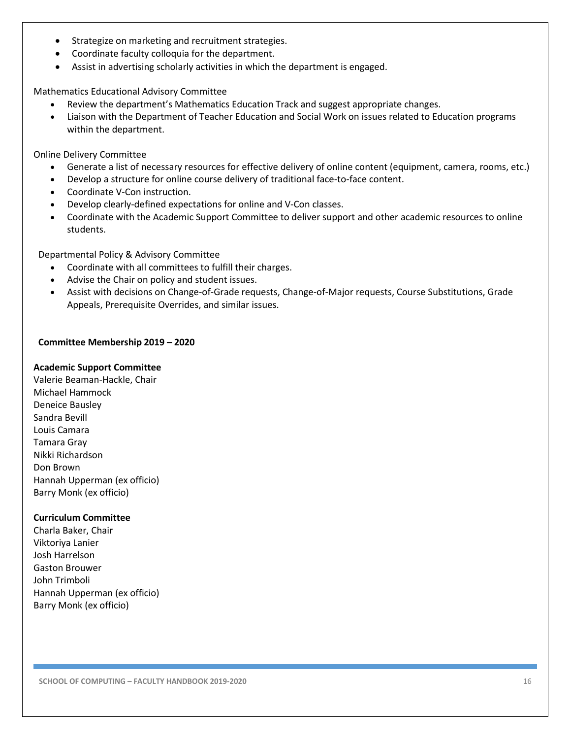- Strategize on marketing and recruitment strategies.
- Coordinate faculty colloquia for the department.
- Assist in advertising scholarly activities in which the department is engaged.

Mathematics Educational Advisory Committee

- Review the department's Mathematics Education Track and suggest appropriate changes.
- Liaison with the Department of Teacher Education and Social Work on issues related to Education programs within the department.

Online Delivery Committee

- Generate a list of necessary resources for effective delivery of online content (equipment, camera, rooms, etc.)
- Develop a structure for online course delivery of traditional face-to-face content.
- Coordinate V-Con instruction.
- Develop clearly-defined expectations for online and V-Con classes.
- Coordinate with the Academic Support Committee to deliver support and other academic resources to online students.

Departmental Policy & Advisory Committee

- Coordinate with all committees to fulfill their charges.
- Advise the Chair on policy and student issues.
- Assist with decisions on Change-of-Grade requests, Change-of-Major requests, Course Substitutions, Grade Appeals, Prerequisite Overrides, and similar issues.

**Committee Membership 2019 – 2020**

**Academic Support Committee**

Valerie Beaman-Hackle, Chair
Michael Hammock
Deneice Bausley
Sandra Bevill
Louis Camara
Tamara Gray
Nikki Richardson
Don Brown
Hannah Upperman (ex officio)
Barry Monk (ex officio)

**Curriculum Committee**

Charla Baker, Chair
Viktoriya Lanier
Josh Harrelson
Gaston Brouwer
John Trimboli
Hannah Upperman (ex officio)
Barry Monk (ex officio)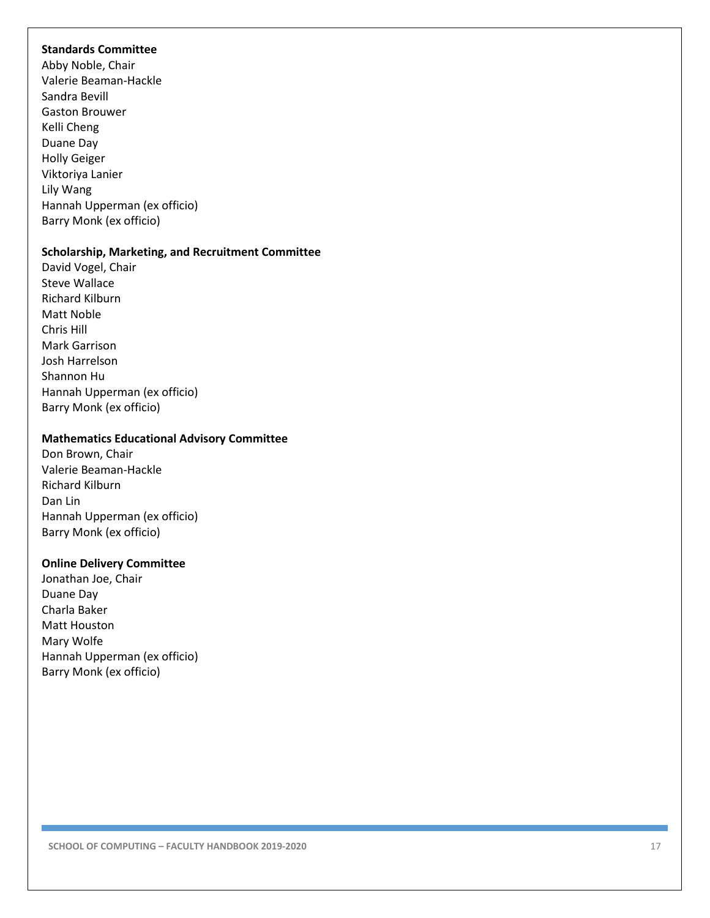**Standards Committee**
Abby Noble, Chair
Valerie Beaman-Hackle
Sandra Bevill
Gaston Brouwer
Kelli Cheng
Duane Day
Holly Geiger
Viktoriya Lanier
Lily Wang
Hannah Upperman (ex officio)
Barry Monk (ex officio)

**Scholarship, Marketing, and Recruitment Committee**
David Vogel, Chair
Steve Wallace
Richard Kilburn
Matt Noble
Chris Hill
Mark Garrison
Josh Harrelson
Shannon Hu
Hannah Upperman (ex officio)
Barry Monk (ex officio)

**Mathematics Educational Advisory Committee**
Don Brown, Chair
Valerie Beaman-Hackle
Richard Kilburn
Dan Lin
Hannah Upperman (ex officio)
Barry Monk (ex officio)

**Online Delivery Committee**
Jonathan Joe, Chair
Duane Day
Charla Baker
Matt Houston
Mary Wolfe
Hannah Upperman (ex officio)
Barry Monk (ex officio)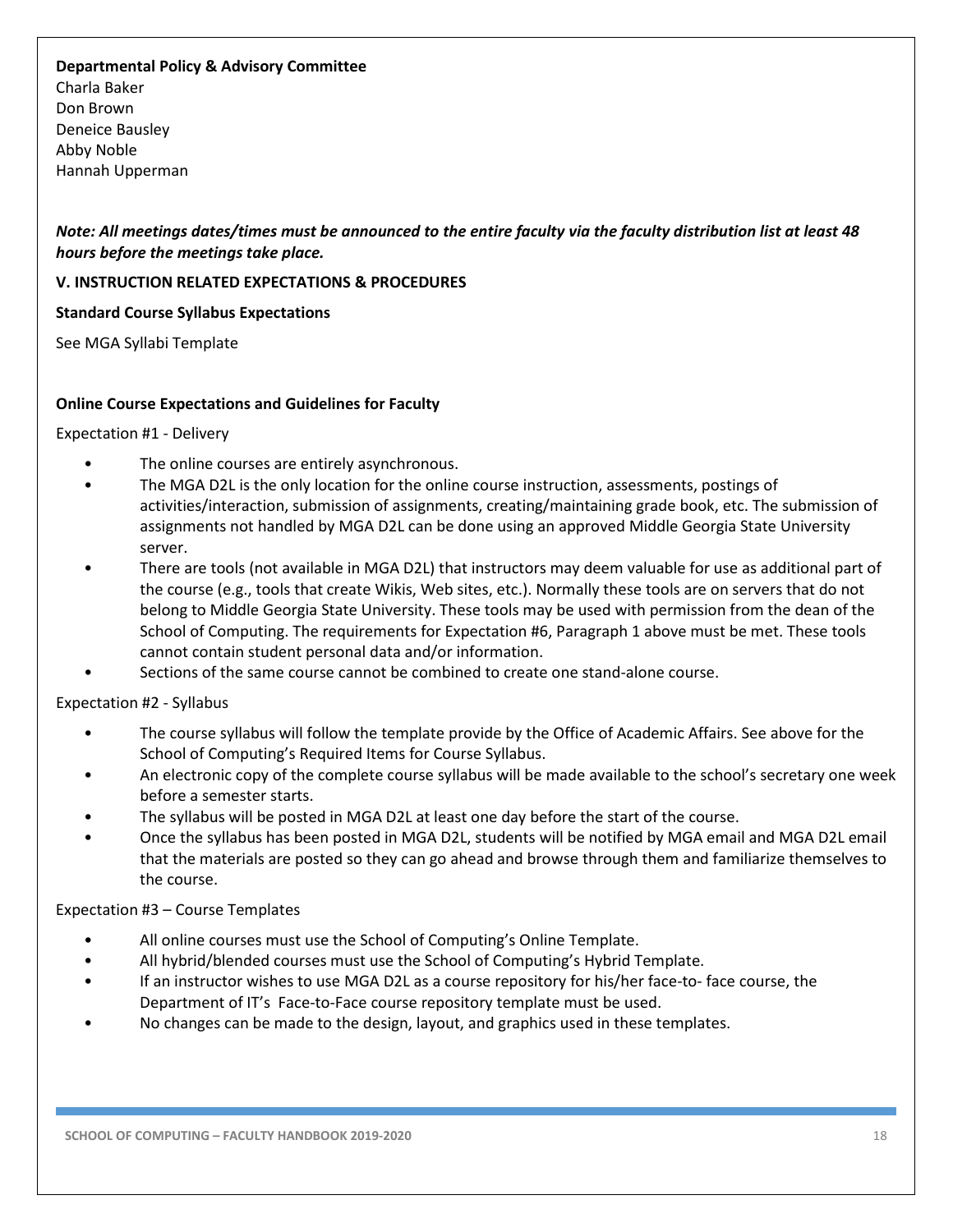**Departmental Policy & Advisory Committee**
Charla Baker
Don Brown
Deneice Bausley
Abby Noble
Hannah Upperman

***Note: All meetings dates/times must be announced to the entire faculty via the faculty distribution list at least 48 hours before the meetings take place.***

## V. INSTRUCTION RELATED EXPECTATIONS & PROCEDURES

### Standard Course Syllabus Expectations

See MGA Syllabi Template

### Online Course Expectations and Guidelines for Faculty

Expectation #1 - Delivery

- The online courses are entirely asynchronous.
- The MGA D2L is the only location for the online course instruction, assessments, postings of activities/interaction, submission of assignments, creating/maintaining grade book, etc. The submission of assignments not handled by MGA D2L can be done using an approved Middle Georgia State University server.
- There are tools (not available in MGA D2L) that instructors may deem valuable for use as additional part of the course (e.g., tools that create Wikis, Web sites, etc.). Normally these tools are on servers that do not belong to Middle Georgia State University. These tools may be used with permission from the dean of the School of Computing. The requirements for Expectation #6, Paragraph 1 above must be met. These tools cannot contain student personal data and/or information.
- Sections of the same course cannot be combined to create one stand-alone course.

Expectation #2 - Syllabus

- The course syllabus will follow the template provide by the Office of Academic Affairs. See above for the School of Computing's Required Items for Course Syllabus.
- An electronic copy of the complete course syllabus will be made available to the school's secretary one week before a semester starts.
- The syllabus will be posted in MGA D2L at least one day before the start of the course.
- Once the syllabus has been posted in MGA D2L, students will be notified by MGA email and MGA D2L email that the materials are posted so they can go ahead and browse through them and familiarize themselves to the course.

Expectation #3 – Course Templates

- All online courses must use the School of Computing's Online Template.
- All hybrid/blended courses must use the School of Computing's Hybrid Template.
- If an instructor wishes to use MGA D2L as a course repository for his/her face-to- face course, the Department of IT's Face-to-Face course repository template must be used.
- No changes can be made to the design, layout, and graphics used in these templates.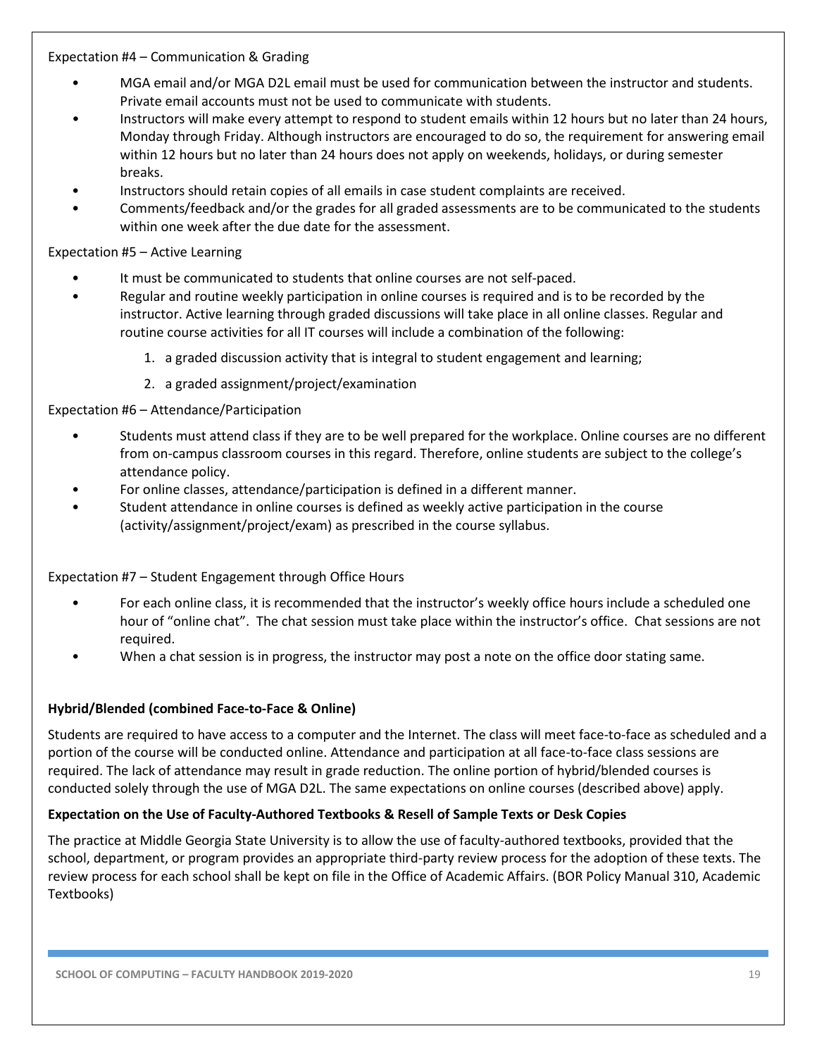Expectation #4 – Communication & Grading

- MGA email and/or MGA D2L email must be used for communication between the instructor and students. Private email accounts must not be used to communicate with students.
- Instructors will make every attempt to respond to student emails within 12 hours but no later than 24 hours, Monday through Friday. Although instructors are encouraged to do so, the requirement for answering email within 12 hours but no later than 24 hours does not apply on weekends, holidays, or during semester breaks.
- Instructors should retain copies of all emails in case student complaints are received.
- Comments/feedback and/or the grades for all graded assessments are to be communicated to the students within one week after the due date for the assessment.

Expectation #5 – Active Learning

- It must be communicated to students that online courses are not self-paced.
- Regular and routine weekly participation in online courses is required and is to be recorded by the instructor. Active learning through graded discussions will take place in all online classes. Regular and routine course activities for all IT courses will include a combination of the following:
  1. a graded discussion activity that is integral to student engagement and learning;
  2. a graded assignment/project/examination

Expectation #6 – Attendance/Participation

- Students must attend class if they are to be well prepared for the workplace. Online courses are no different from on-campus classroom courses in this regard. Therefore, online students are subject to the college's attendance policy.
- For online classes, attendance/participation is defined in a different manner.
- Student attendance in online courses is defined as weekly active participation in the course (activity/assignment/project/exam) as prescribed in the course syllabus.

Expectation #7 – Student Engagement through Office Hours

- For each online class, it is recommended that the instructor's weekly office hours include a scheduled one hour of "online chat". The chat session must take place within the instructor's office. Chat sessions are not required.
- When a chat session is in progress, the instructor may post a note on the office door stating same.

**Hybrid/Blended (combined Face-to-Face & Online)**

Students are required to have access to a computer and the Internet. The class will meet face-to-face as scheduled and a portion of the course will be conducted online. Attendance and participation at all face-to-face class sessions are required. The lack of attendance may result in grade reduction. The online portion of hybrid/blended courses is conducted solely through the use of MGA D2L. The same expectations on online courses (described above) apply.

**Expectation on the Use of Faculty-Authored Textbooks & Resell of Sample Texts or Desk Copies**

The practice at Middle Georgia State University is to allow the use of faculty-authored textbooks, provided that the school, department, or program provides an appropriate third-party review process for the adoption of these texts. The review process for each school shall be kept on file in the Office of Academic Affairs. (BOR Policy Manual 310, Academic Textbooks)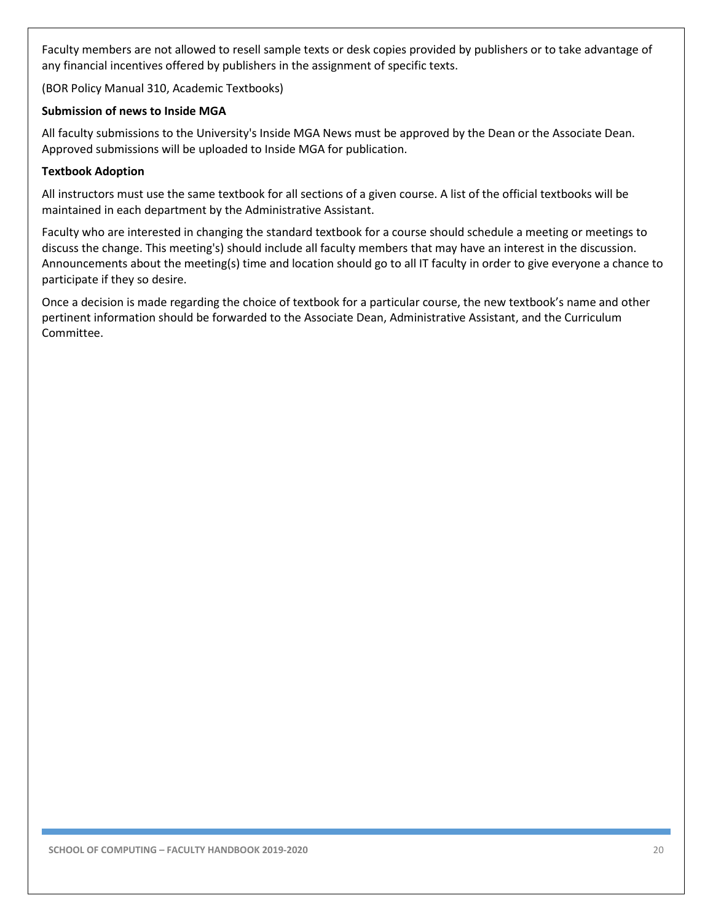Faculty members are not allowed to resell sample texts or desk copies provided by publishers or to take advantage of any financial incentives offered by publishers in the assignment of specific texts.

(BOR Policy Manual 310, Academic Textbooks)

**Submission of news to Inside MGA**

All faculty submissions to the University's Inside MGA News must be approved by the Dean or the Associate Dean. Approved submissions will be uploaded to Inside MGA for publication.

**Textbook Adoption**

All instructors must use the same textbook for all sections of a given course. A list of the official textbooks will be maintained in each department by the Administrative Assistant.

Faculty who are interested in changing the standard textbook for a course should schedule a meeting or meetings to discuss the change. This meeting's) should include all faculty members that may have an interest in the discussion. Announcements about the meeting(s) time and location should go to all IT faculty in order to give everyone a chance to participate if they so desire.

Once a decision is made regarding the choice of textbook for a particular course, the new textbook's name and other pertinent information should be forwarded to the Associate Dean, Administrative Assistant, and the Curriculum Committee.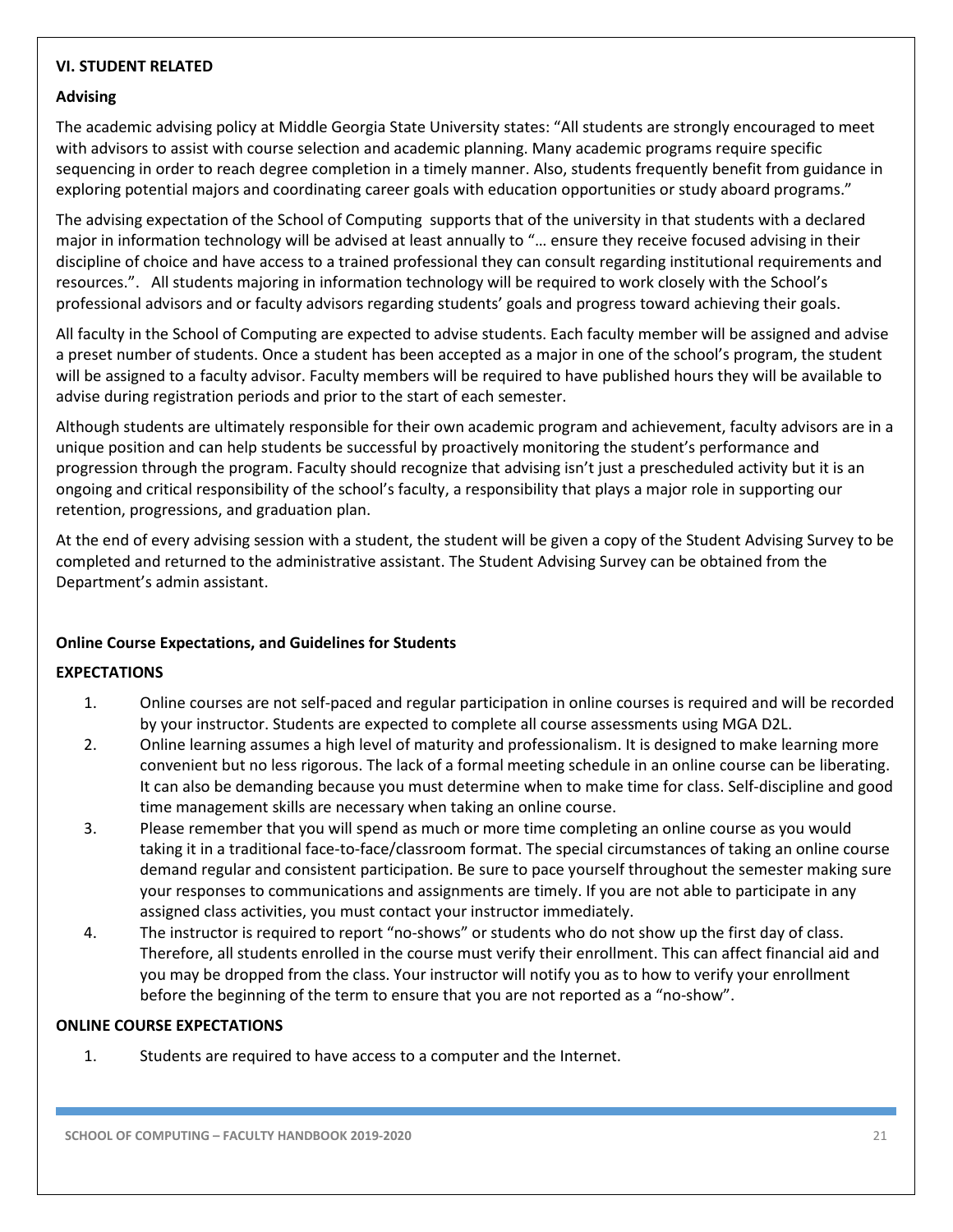**VI. STUDENT RELATED**

**Advising**

The academic advising policy at Middle Georgia State University states: "All students are strongly encouraged to meet with advisors to assist with course selection and academic planning. Many academic programs require specific sequencing in order to reach degree completion in a timely manner. Also, students frequently benefit from guidance in exploring potential majors and coordinating career goals with education opportunities or study aboard programs."

The advising expectation of the School of Computing supports that of the university in that students with a declared major in information technology will be advised at least annually to "… ensure they receive focused advising in their discipline of choice and have access to a trained professional they can consult regarding institutional requirements and resources.". All students majoring in information technology will be required to work closely with the School's professional advisors and or faculty advisors regarding students' goals and progress toward achieving their goals.

All faculty in the School of Computing are expected to advise students. Each faculty member will be assigned and advise a preset number of students. Once a student has been accepted as a major in one of the school's program, the student will be assigned to a faculty advisor. Faculty members will be required to have published hours they will be available to advise during registration periods and prior to the start of each semester.

Although students are ultimately responsible for their own academic program and achievement, faculty advisors are in a unique position and can help students be successful by proactively monitoring the student's performance and progression through the program. Faculty should recognize that advising isn't just a prescheduled activity but it is an ongoing and critical responsibility of the school's faculty, a responsibility that plays a major role in supporting our retention, progressions, and graduation plan.

At the end of every advising session with a student, the student will be given a copy of the Student Advising Survey to be completed and returned to the administrative assistant. The Student Advising Survey can be obtained from the Department's admin assistant.

**Online Course Expectations, and Guidelines for Students**

**EXPECTATIONS**

1. Online courses are not self-paced and regular participation in online courses is required and will be recorded by your instructor. Students are expected to complete all course assessments using MGA D2L.
2. Online learning assumes a high level of maturity and professionalism. It is designed to make learning more convenient but no less rigorous. The lack of a formal meeting schedule in an online course can be liberating. It can also be demanding because you must determine when to make time for class. Self-discipline and good time management skills are necessary when taking an online course.
3. Please remember that you will spend as much or more time completing an online course as you would taking it in a traditional face-to-face/classroom format. The special circumstances of taking an online course demand regular and consistent participation. Be sure to pace yourself throughout the semester making sure your responses to communications and assignments are timely. If you are not able to participate in any assigned class activities, you must contact your instructor immediately.
4. The instructor is required to report "no-shows" or students who do not show up the first day of class. Therefore, all students enrolled in the course must verify their enrollment. This can affect financial aid and you may be dropped from the class. Your instructor will notify you as to how to verify your enrollment before the beginning of the term to ensure that you are not reported as a "no-show".

**ONLINE COURSE EXPECTATIONS**

1. Students are required to have access to a computer and the Internet.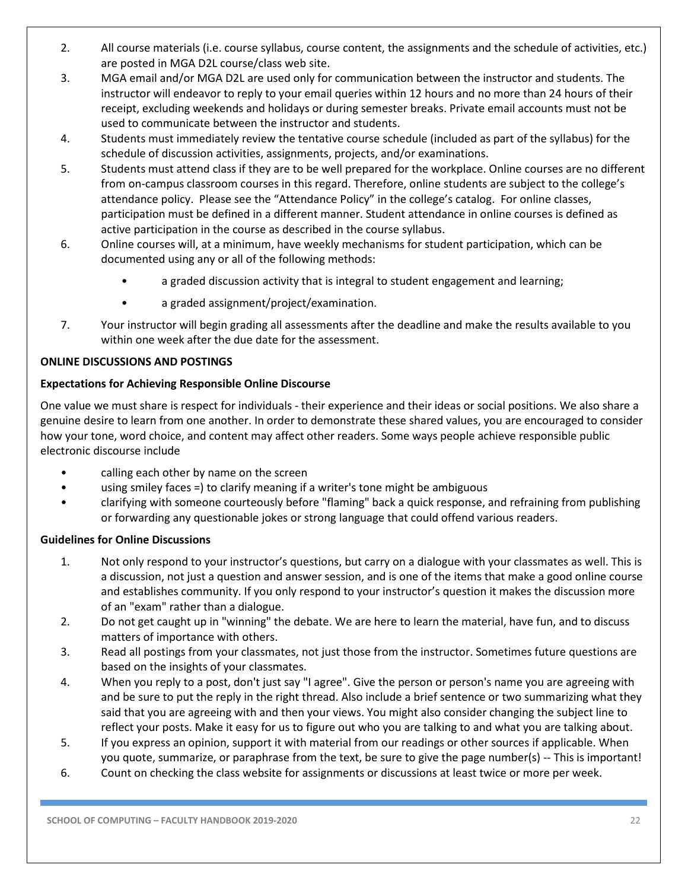2. All course materials (i.e. course syllabus, course content, the assignments and the schedule of activities, etc.) are posted in MGA D2L course/class web site.
3. MGA email and/or MGA D2L are used only for communication between the instructor and students. The instructor will endeavor to reply to your email queries within 12 hours and no more than 24 hours of their receipt, excluding weekends and holidays or during semester breaks. Private email accounts must not be used to communicate between the instructor and students.
4. Students must immediately review the tentative course schedule (included as part of the syllabus) for the schedule of discussion activities, assignments, projects, and/or examinations.
5. Students must attend class if they are to be well prepared for the workplace. Online courses are no different from on-campus classroom courses in this regard. Therefore, online students are subject to the college's attendance policy. Please see the "Attendance Policy" in the college's catalog. For online classes, participation must be defined in a different manner. Student attendance in online courses is defined as active participation in the course as described in the course syllabus.
6. Online courses will, at a minimum, have weekly mechanisms for student participation, which can be documented using any or all of the following methods:
   - a graded discussion activity that is integral to student engagement and learning;
   - a graded assignment/project/examination.
7. Your instructor will begin grading all assessments after the deadline and make the results available to you within one week after the due date for the assessment.

**ONLINE DISCUSSIONS AND POSTINGS**

**Expectations for Achieving Responsible Online Discourse**

One value we must share is respect for individuals - their experience and their ideas or social positions. We also share a genuine desire to learn from one another. In order to demonstrate these shared values, you are encouraged to consider how your tone, word choice, and content may affect other readers. Some ways people achieve responsible public electronic discourse include

- calling each other by name on the screen
- using smiley faces =) to clarify meaning if a writer's tone might be ambiguous
- clarifying with someone courteously before "flaming" back a quick response, and refraining from publishing or forwarding any questionable jokes or strong language that could offend various readers.

**Guidelines for Online Discussions**

1. Not only respond to your instructor's questions, but carry on a dialogue with your classmates as well. This is a discussion, not just a question and answer session, and is one of the items that make a good online course and establishes community. If you only respond to your instructor's question it makes the discussion more of an "exam" rather than a dialogue.
2. Do not get caught up in "winning" the debate. We are here to learn the material, have fun, and to discuss matters of importance with others.
3. Read all postings from your classmates, not just those from the instructor. Sometimes future questions are based on the insights of your classmates.
4. When you reply to a post, don't just say "I agree". Give the person or person's name you are agreeing with and be sure to put the reply in the right thread. Also include a brief sentence or two summarizing what they said that you are agreeing with and then your views. You might also consider changing the subject line to reflect your posts. Make it easy for us to figure out who you are talking to and what you are talking about.
5. If you express an opinion, support it with material from our readings or other sources if applicable. When you quote, summarize, or paraphrase from the text, be sure to give the page number(s) -- This is important!
6. Count on checking the class website for assignments or discussions at least twice or more per week.